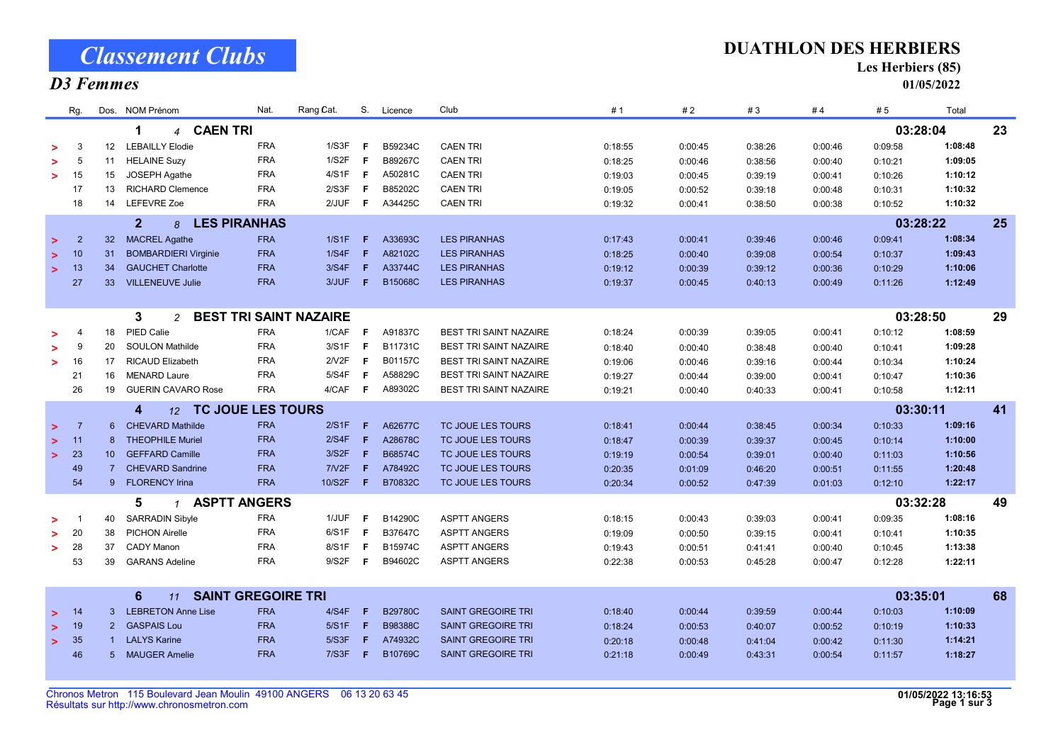# Classement Clubs

## D3 Femmes

**DUATHLON DES HERBIERS**
**Les Herbiers (85)**
**01/05/2022**

| | Rg. | Dos. | NOM Prénom | Nat. | Rang Cat. | S. | Licence | Club | # 1 | # 2 | # 3 | # 4 | # 5 | Total | |
|---|---|---|---|---|---|---|---|---|---|---|---|---|---|---|---|
| | | | **1** *4* **CAEN TRI** | | | | | | | | | | | **03:28:04** | **23** |
| > | 3 | 12 | LEBAILLY Elodie | FRA | 1/S3F | F | B59234C | CAEN TRI | 0:18:55 | 0:00:45 | 0:38:26 | 0:00:46 | 0:09:58 | **1:08:48** | |
| > | 5 | 11 | HELAINE Suzy | FRA | 1/S2F | F | B89267C | CAEN TRI | 0:18:25 | 0:00:46 | 0:38:56 | 0:00:40 | 0:10:21 | **1:09:05** | |
| > | 15 | 15 | JOSEPH Agathe | FRA | 4/S1F | F | A50281C | CAEN TRI | 0:19:03 | 0:00:45 | 0:39:19 | 0:00:41 | 0:10:26 | **1:10:12** | |
| | 17 | 13 | RICHARD Clemence | FRA | 2/S3F | F | B85202C | CAEN TRI | 0:19:05 | 0:00:52 | 0:39:18 | 0:00:48 | 0:10:31 | **1:10:32** | |
| | 18 | 14 | LEFEVRE Zoe | FRA | 2/JUF | F | A34425C | CAEN TRI | 0:19:32 | 0:00:41 | 0:38:50 | 0:00:38 | 0:10:52 | **1:10:32** | |
| | | | **2** *8* **LES PIRANHAS** | | | | | | | | | | | **03:28:22** | **25** |
| > | 2 | 32 | MACREL Agathe | FRA | 1/S1F | F | A33693C | LES PIRANHAS | 0:17:43 | 0:00:41 | 0:39:46 | 0:00:46 | 0:09:41 | **1:08:34** | |
| > | 10 | 31 | BOMBARDIERI Virginie | FRA | 1/S4F | F | A82102C | LES PIRANHAS | 0:18:25 | 0:00:40 | 0:39:08 | 0:00:54 | 0:10:37 | **1:09:43** | |
| > | 13 | 34 | GAUCHET Charlotte | FRA | 3/S4F | F | A33744C | LES PIRANHAS | 0:19:12 | 0:00:39 | 0:39:12 | 0:00:36 | 0:10:29 | **1:10:06** | |
| | 27 | 33 | VILLENEUVE Julie | FRA | 3/JUF | F | B15068C | LES PIRANHAS | 0:19:37 | 0:00:45 | 0:40:13 | 0:00:49 | 0:11:26 | **1:12:49** | |
| | | | **3** *2* **BEST TRI SAINT NAZAIRE** | | | | | | | | | | | **03:28:50** | **29** |
| > | 4 | 18 | PIED Calie | FRA | 1/CAF | F | A91837C | BEST TRI SAINT NAZAIRE | 0:18:24 | 0:00:39 | 0:39:05 | 0:00:41 | 0:10:12 | **1:08:59** | |
| > | 9 | 20 | SOULON Mathilde | FRA | 3/S1F | F | B11731C | BEST TRI SAINT NAZAIRE | 0:18:40 | 0:00:40 | 0:38:48 | 0:00:40 | 0:10:41 | **1:09:28** | |
| > | 16 | 17 | RICAUD Elizabeth | FRA | 2/V2F | F | B01157C | BEST TRI SAINT NAZAIRE | 0:19:06 | 0:00:46 | 0:39:16 | 0:00:44 | 0:10:34 | **1:10:24** | |
| | 21 | 16 | MENARD Laure | FRA | 5/S4F | F | A58829C | BEST TRI SAINT NAZAIRE | 0:19:27 | 0:00:44 | 0:39:00 | 0:00:41 | 0:10:47 | **1:10:36** | |
| | 26 | 19 | GUERIN CAVARO Rose | FRA | 4/CAF | F | A89302C | BEST TRI SAINT NAZAIRE | 0:19:21 | 0:00:40 | 0:40:33 | 0:00:41 | 0:10:58 | **1:12:11** | |
| | | | **4** *12* **TC JOUE LES TOURS** | | | | | | | | | | | **03:30:11** | **41** |
| > | 7 | 6 | CHEVARD Mathilde | FRA | 2/S1F | F | A62677C | TC JOUE LES TOURS | 0:18:41 | 0:00:44 | 0:38:45 | 0:00:34 | 0:10:33 | **1:09:16** | |
| > | 11 | 8 | THEOPHILE Muriel | FRA | 2/S4F | F | A28678C | TC JOUE LES TOURS | 0:18:47 | 0:00:39 | 0:39:37 | 0:00:45 | 0:10:14 | **1:10:00** | |
| > | 23 | 10 | GEFFARD Camille | FRA | 3/S2F | F | B68574C | TC JOUE LES TOURS | 0:19:19 | 0:00:54 | 0:39:01 | 0:00:40 | 0:11:03 | **1:10:56** | |
| | 49 | 7 | CHEVARD Sandrine | FRA | 7/V2F | F | A78492C | TC JOUE LES TOURS | 0:20:35 | 0:01:09 | 0:46:20 | 0:00:51 | 0:11:55 | **1:20:48** | |
| | 54 | 9 | FLORENCY Irina | FRA | 10/S2F | F | B70832C | TC JOUE LES TOURS | 0:20:34 | 0:00:52 | 0:47:39 | 0:01:03 | 0:12:10 | **1:22:17** | |
| | | | **5** *1* **ASPTT ANGERS** | | | | | | | | | | | **03:32:28** | **49** |
| > | 1 | 40 | SARRADIN Sibyle | FRA | 1/JUF | F | B14290C | ASPTT ANGERS | 0:18:15 | 0:00:43 | 0:39:03 | 0:00:41 | 0:09:35 | **1:08:16** | |
| > | 20 | 38 | PICHON Airelle | FRA | 6/S1F | F | B37647C | ASPTT ANGERS | 0:19:09 | 0:00:50 | 0:39:15 | 0:00:41 | 0:10:41 | **1:10:35** | |
| > | 28 | 37 | CADY Manon | FRA | 8/S1F | F | B15974C | ASPTT ANGERS | 0:19:43 | 0:00:51 | 0:41:41 | 0:00:40 | 0:10:45 | **1:13:38** | |
| | 53 | 39 | GARANS Adeline | FRA | 9/S2F | F | B94602C | ASPTT ANGERS | 0:22:38 | 0:00:53 | 0:45:28 | 0:00:47 | 0:12:28 | **1:22:11** | |
| | | | **6** *11* **SAINT GREGOIRE TRI** | | | | | | | | | | | **03:35:01** | **68** |
| > | 14 | 3 | LEBRETON Anne Lise | FRA | 4/S4F | F | B29780C | SAINT GREGOIRE TRI | 0:18:40 | 0:00:44 | 0:39:59 | 0:00:44 | 0:10:03 | **1:10:09** | |
| > | 19 | 2 | GASPAIS Lou | FRA | 5/S1F | F | B98388C | SAINT GREGOIRE TRI | 0:18:24 | 0:00:53 | 0:40:07 | 0:00:52 | 0:10:19 | **1:10:33** | |
| > | 35 | 1 | LALYS Karine | FRA | 5/S3F | F | A74932C | SAINT GREGOIRE TRI | 0:20:18 | 0:00:48 | 0:41:04 | 0:00:42 | 0:11:30 | **1:14:21** | |
| | 46 | 5 | MAUGER Amelie | FRA | 7/S3F | F | B10769C | SAINT GREGOIRE TRI | 0:21:18 | 0:00:49 | 0:43:31 | 0:00:54 | 0:11:57 | **1:18:27** | |

Chronos Metron 115 Boulevard Jean Moulin 49100 ANGERS 06 13 20 63 45
Résultats sur http://www.chronosmetron.com

**01/05/2022 13:16:53**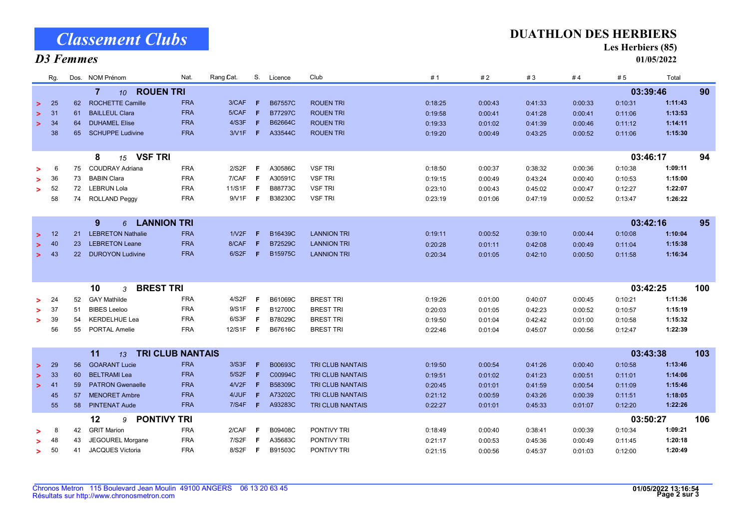# Classement Clubs

## D3 Femmes

**DUATHLON DES HERBIERS**
**Les Herbiers (85)**
**01/05/2022**

| | Rg. | Dos. | NOM Prénom | Nat. | Rang Cat. | S. | Licence | Club | # 1 | # 2 | # 3 | # 4 | # 5 | Total | |
|---|---|---|---|---|---|---|---|---|---|---|---|---|---|---|---|
| | | | **7** *10* **ROUEN TRI** | | | | | | | | | | | **03:39:46** | **90** |
| > | 25 | 62 | ROCHETTE Camille | FRA | 3/CAF | F | B67557C | ROUEN TRI | 0:18:25 | 0:00:43 | 0:41:33 | 0:00:33 | 0:10:31 | **1:11:43** | |
| > | 31 | 61 | BAILLEUL Clara | FRA | 5/CAF | F | B77297C | ROUEN TRI | 0:19:58 | 0:00:41 | 0:41:28 | 0:00:41 | 0:11:06 | **1:13:53** | |
| > | 34 | 64 | DUHAMEL Elise | FRA | 4/S3F | F | B62664C | ROUEN TRI | 0:19:33 | 0:01:02 | 0:41:39 | 0:00:46 | 0:11:12 | **1:14:11** | |
| | 38 | 65 | SCHUPPE Ludivine | FRA | 3/V1F | F | A33544C | ROUEN TRI | 0:19:20 | 0:00:49 | 0:43:25 | 0:00:52 | 0:11:06 | **1:15:30** | |
| | | | **8** *15* **VSF TRI** | | | | | | | | | | | **03:46:17** | **94** |
| > | 6 | 75 | COUDRAY Adriana | FRA | 2/S2F | F | A30586C | VSF TRI | 0:18:50 | 0:00:37 | 0:38:32 | 0:00:36 | 0:10:38 | **1:09:11** | |
| > | 36 | 73 | BABIN Clara | FRA | 7/CAF | F | A30591C | VSF TRI | 0:19:15 | 0:00:49 | 0:43:24 | 0:00:40 | 0:10:53 | **1:15:00** | |
| > | 52 | 72 | LEBRUN Lola | FRA | 11/S1F | F | B88773C | VSF TRI | 0:23:10 | 0:00:43 | 0:45:02 | 0:00:47 | 0:12:27 | **1:22:07** | |
| | 58 | 74 | ROLLAND Peggy | FRA | 9/V1F | F | B38230C | VSF TRI | 0:23:19 | 0:01:06 | 0:47:19 | 0:00:52 | 0:13:47 | **1:26:22** | |
| | | | **9** *6* **LANNION TRI** | | | | | | | | | | | **03:42:16** | **95** |
| > | 12 | 21 | LEBRETON Nathalie | FRA | 1/V2F | F | B16439C | LANNION TRI | 0:19:11 | 0:00:52 | 0:39:10 | 0:00:44 | 0:10:08 | **1:10:04** | |
| > | 40 | 23 | LEBRETON Leane | FRA | 8/CAF | F | B72529C | LANNION TRI | 0:20:28 | 0:01:11 | 0:42:08 | 0:00:49 | 0:11:04 | **1:15:38** | |
| > | 43 | 22 | DUROYON Ludivine | FRA | 6/S2F | F | B15975C | LANNION TRI | 0:20:34 | 0:01:05 | 0:42:10 | 0:00:50 | 0:11:58 | **1:16:34** | |
| | | | **10** *3* **BREST TRI** | | | | | | | | | | | **03:42:25** | **100** |
| > | 24 | 52 | GAY Mathilde | FRA | 4/S2F | F | B61069C | BREST TRI | 0:19:26 | 0:01:00 | 0:40:07 | 0:00:45 | 0:10:21 | **1:11:36** | |
| > | 37 | 51 | BIBES Leeloo | FRA | 9/S1F | F | B12700C | BREST TRI | 0:20:03 | 0:01:05 | 0:42:23 | 0:00:52 | 0:10:57 | **1:15:19** | |
| > | 39 | 54 | KERDELHUE Lea | FRA | 6/S3F | F | B78029C | BREST TRI | 0:19:50 | 0:01:04 | 0:42:42 | 0:01:00 | 0:10:58 | **1:15:32** | |
| | 56 | 55 | PORTAL Amelie | FRA | 12/S1F | F | B67616C | BREST TRI | 0:22:46 | 0:01:04 | 0:45:07 | 0:00:56 | 0:12:47 | **1:22:39** | |
| | | | **11** *13* **TRI CLUB NANTAIS** | | | | | | | | | | | **03:43:38** | **103** |
| > | 29 | 56 | GOARANT Lucie | FRA | 3/S3F | F | B00693C | TRI CLUB NANTAIS | 0:19:50 | 0:00:54 | 0:41:26 | 0:00:40 | 0:10:58 | **1:13:46** | |
| > | 33 | 60 | BELTRAMI Lea | FRA | 5/S2F | F | C00994C | TRI CLUB NANTAIS | 0:19:51 | 0:01:02 | 0:41:23 | 0:00:51 | 0:11:01 | **1:14:06** | |
| > | 41 | 59 | PATRON Gwenaelle | FRA | 4/V2F | F | B58309C | TRI CLUB NANTAIS | 0:20:45 | 0:01:01 | 0:41:59 | 0:00:54 | 0:11:09 | **1:15:46** | |
| | 45 | 57 | MENORET Ambre | FRA | 4/JUF | F | A73202C | TRI CLUB NANTAIS | 0:21:12 | 0:00:59 | 0:43:26 | 0:00:39 | 0:11:51 | **1:18:05** | |
| | 55 | 58 | PINTENAT Aude | FRA | 7/S4F | F | A93283C | TRI CLUB NANTAIS | 0:22:27 | 0:01:01 | 0:45:33 | 0:01:07 | 0:12:20 | **1:22:26** | |
| | | | **12** *9* **PONTIVY TRI** | | | | | | | | | | | **03:50:27** | **106** |
| > | 8 | 42 | GRIT Marion | FRA | 2/CAF | F | B09408C | PONTIVY TRI | 0:18:49 | 0:00:40 | 0:38:41 | 0:00:39 | 0:10:34 | **1:09:21** | |
| > | 48 | 43 | JEGOUREL Morgane | FRA | 7/S2F | F | A35683C | PONTIVY TRI | 0:21:17 | 0:00:53 | 0:45:36 | 0:00:49 | 0:11:45 | **1:20:18** | |
| > | 50 | 41 | JACQUES Victoria | FRA | 8/S2F | F | B91503C | PONTIVY TRI | 0:21:15 | 0:00:56 | 0:45:37 | 0:01:03 | 0:12:00 | **1:20:49** | |

Chronos Metron 115 Boulevard Jean Moulin 49100 ANGERS 06 13 20 63 45
Résultats sur http://www.chronosmetron.com

**01/05/2022 13:16:54**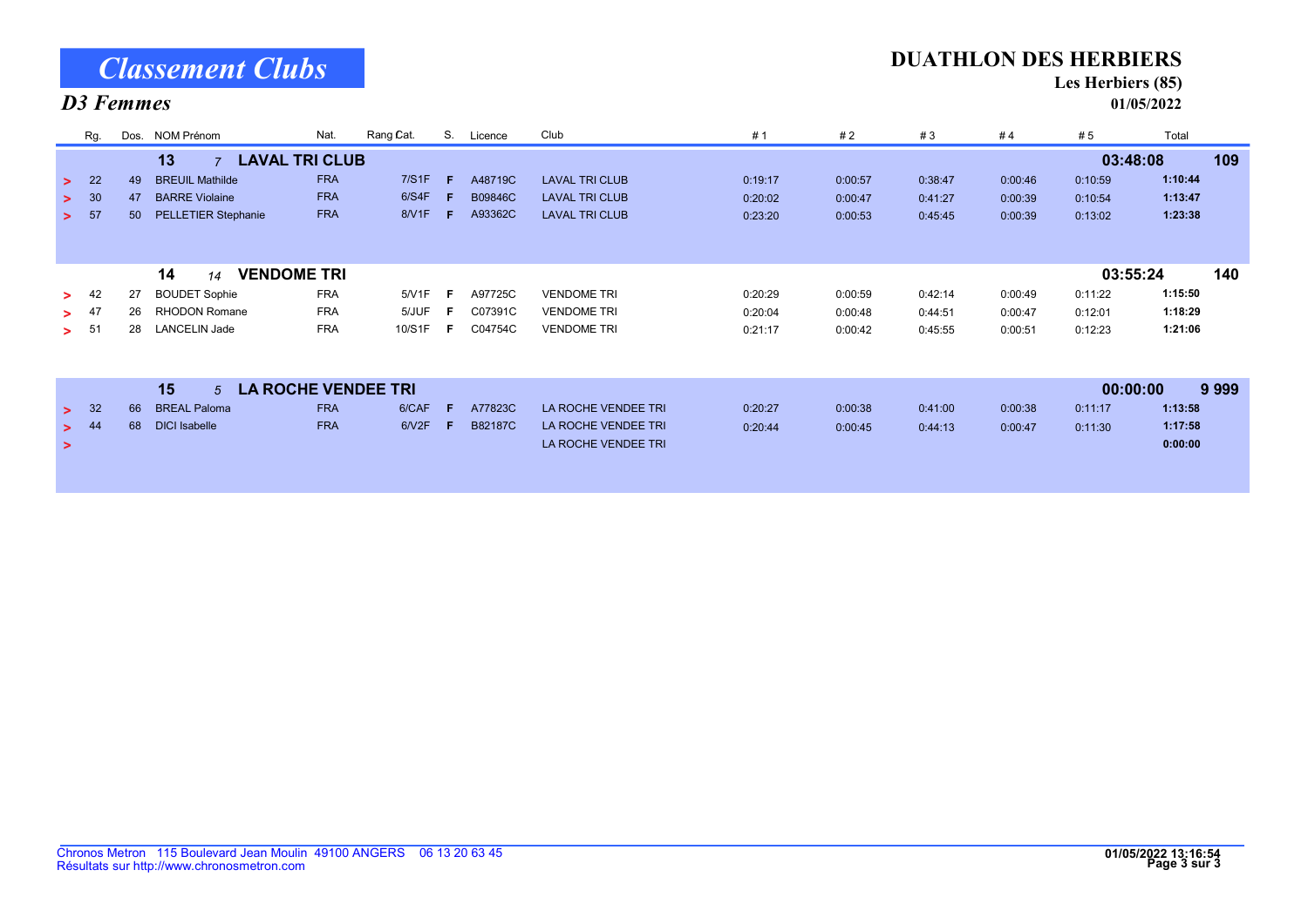# Classement Clubs

## D3 Femmes

**DUATHLON DES HERBIERS**
**Les Herbiers (85)**
**01/05/2022**

| | Rg. | Dos. | NOM Prénom | Nat. | Rang Cat. | S. | Licence | Club | # 1 | # 2 | # 3 | # 4 | # 5 | Total | |
|---|---|---|---|---|---|---|---|---|---|---|---|---|---|---|---|
| | | | **13** *7* **LAVAL TRI CLUB** | | | | | | | | | | | **03:48:08** | **109** |
| > | 22 | 49 | BREUIL Mathilde | FRA | 7/S1F | F | A48719C | LAVAL TRI CLUB | 0:19:17 | 0:00:57 | 0:38:47 | 0:00:46 | 0:10:59 | **1:10:44** | |
| > | 30 | 47 | BARRE Violaine | FRA | 6/S4F | F | B09846C | LAVAL TRI CLUB | 0:20:02 | 0:00:47 | 0:41:27 | 0:00:39 | 0:10:54 | **1:13:47** | |
| > | 57 | 50 | PELLETIER Stephanie | FRA | 8/V1F | F | A93362C | LAVAL TRI CLUB | 0:23:20 | 0:00:53 | 0:45:45 | 0:00:39 | 0:13:02 | **1:23:38** | |
| | | | **14** *14* **VENDOME TRI** | | | | | | | | | | | **03:55:24** | **140** |
| > | 42 | 27 | BOUDET Sophie | FRA | 5/V1F | F | A97725C | VENDOME TRI | 0:20:29 | 0:00:59 | 0:42:14 | 0:00:49 | 0:11:22 | **1:15:50** | |
| > | 47 | 26 | RHODON Romane | FRA | 5/JUF | F | C07391C | VENDOME TRI | 0:20:04 | 0:00:48 | 0:44:51 | 0:00:47 | 0:12:01 | **1:18:29** | |
| > | 51 | 28 | LANCELIN Jade | FRA | 10/S1F | F | C04754C | VENDOME TRI | 0:21:17 | 0:00:42 | 0:45:55 | 0:00:51 | 0:12:23 | **1:21:06** | |
| | | | **15** *5* **LA ROCHE VENDEE TRI** | | | | | | | | | | | **00:00:00** | **9 999** |
| > | 32 | 66 | BREAL Paloma | FRA | 6/CAF | F | A77823C | LA ROCHE VENDEE TRI | 0:20:27 | 0:00:38 | 0:41:00 | 0:00:38 | 0:11:17 | **1:13:58** | |
| > | 44 | 68 | DICI Isabelle | FRA | 6/V2F | F | B82187C | LA ROCHE VENDEE TRI | 0:20:44 | 0:00:45 | 0:44:13 | 0:00:47 | 0:11:30 | **1:17:58** | |
| > | | | | | | | | LA ROCHE VENDEE TRI | | | | | | **0:00:00** | |

Chronos Metron 115 Boulevard Jean Moulin 49100 ANGERS 06 13 20 63 45
Résultats sur http://www.chronosmetron.com

**01/05/2022 13:16:54**